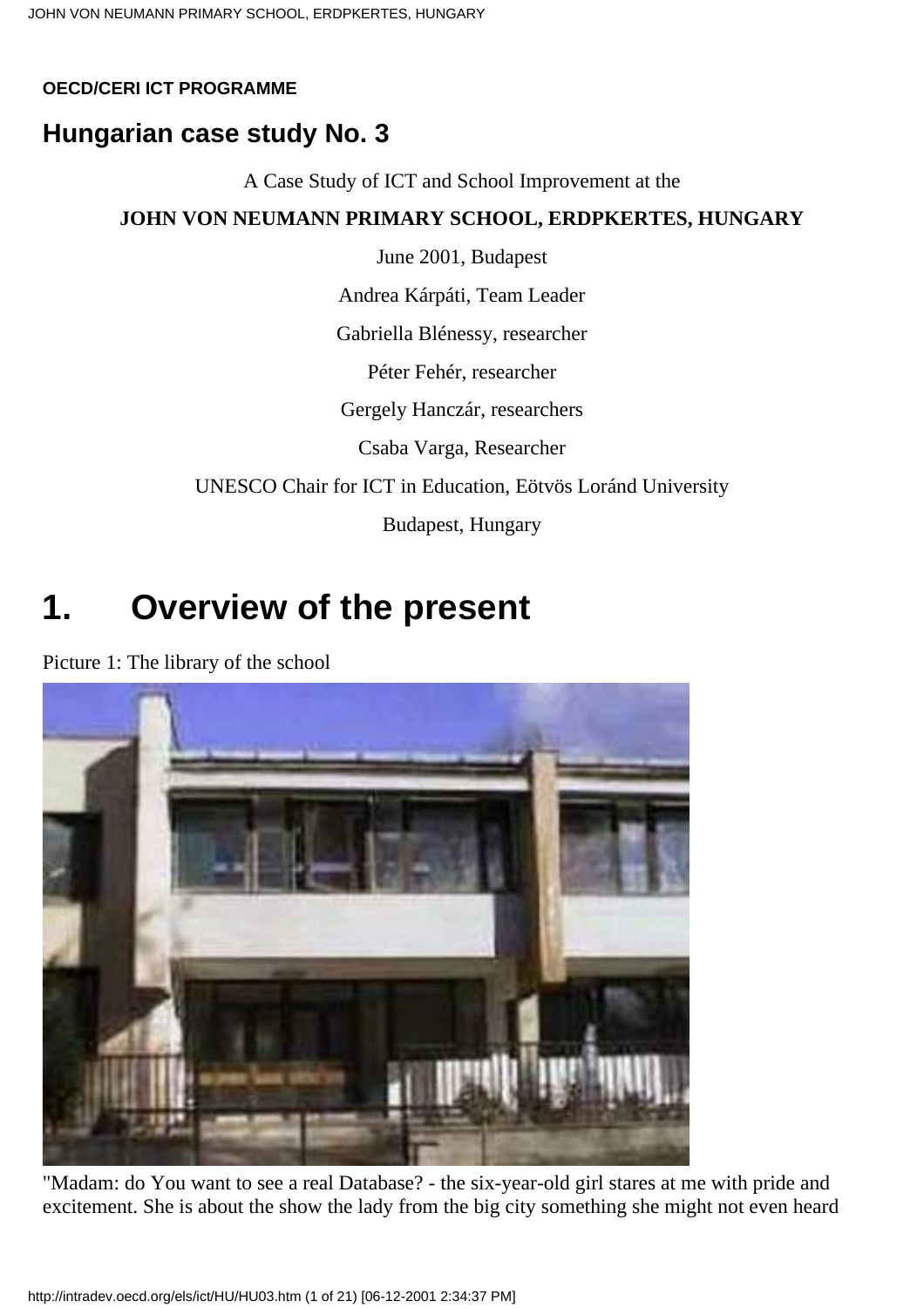**OECD/CERI ICT PROGRAMME**

## Hungarian case study No. 3

A Case Study of ICT and School Improvement at the

**JOHN VON NEUMANN PRIMARY SCHOOL, ERDPKERTES, HUNGARY**

June 2001, Budapest

Andrea Kárpáti, Team Leader

Gabriella Blénessy, researcher

Péter Fehér, researcher

Gergely Hanczár, researchers

Csaba Varga, Researcher

UNESCO Chair for ICT in Education, Eötvös Loránd University

Budapest, Hungary

# 1. Overview of the present

Picture 1: The library of the school

"Madam: do You want to see a real Database? - the six-year-old girl stares at me with pride and excitement. She is about the show the lady from the big city something she might not even heard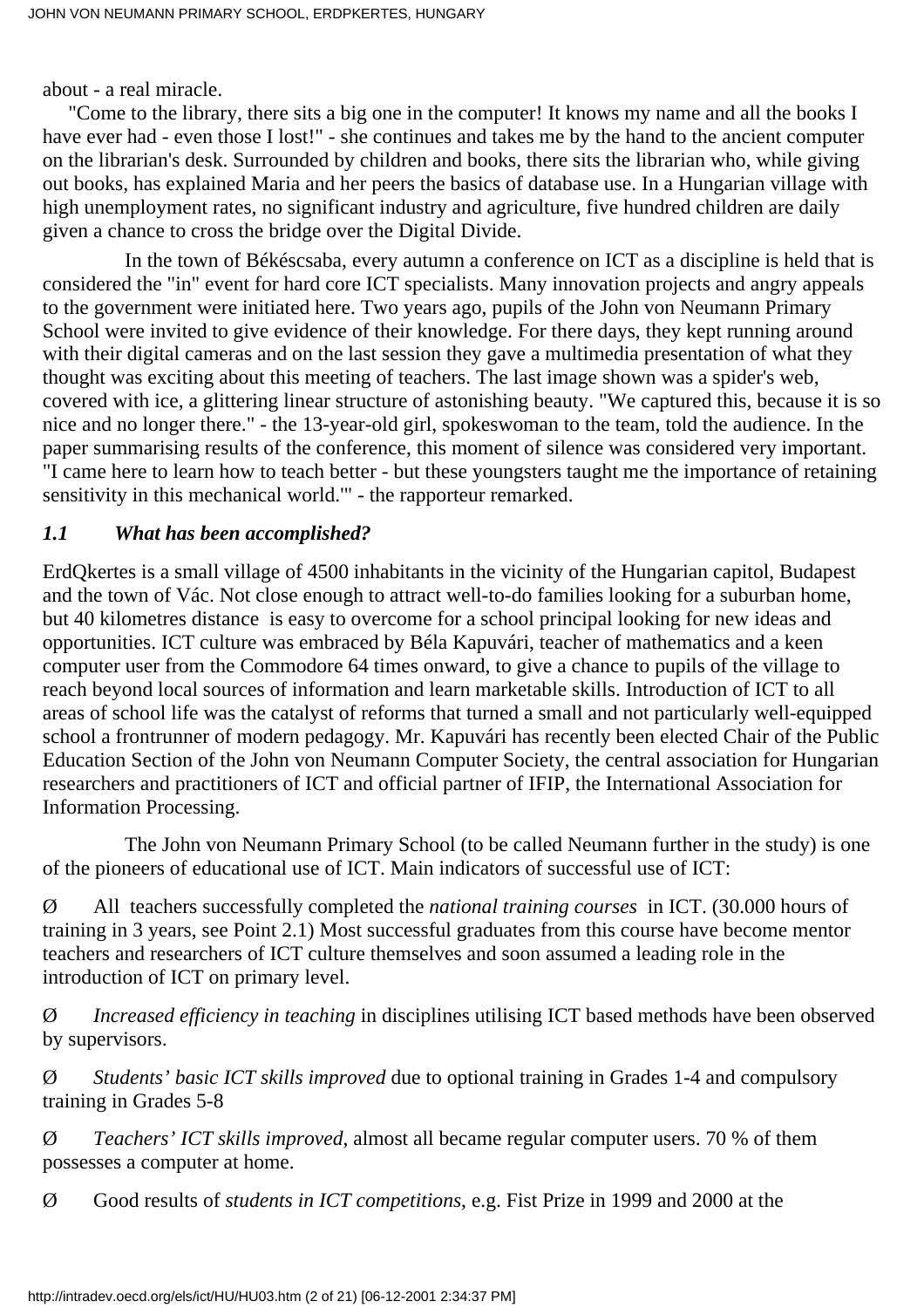about - a real miracle.

"Come to the library, there sits a big one in the computer! It knows my name and all the books I have ever had - even those I lost!" - she continues and takes me by the hand to the ancient computer on the librarian's desk. Surrounded by children and books, there sits the librarian who, while giving out books, has explained Maria and her peers the basics of database use. In a Hungarian village with high unemployment rates, no significant industry and agriculture, five hundred children are daily given a chance to cross the bridge over the Digital Divide.

In the town of Békéscsaba, every autumn a conference on ICT as a discipline is held that is considered the "in" event for hard core ICT specialists. Many innovation projects and angry appeals to the government were initiated here. Two years ago, pupils of the John von Neumann Primary School were invited to give evidence of their knowledge. For there days, they kept running around with their digital cameras and on the last session they gave a multimedia presentation of what they thought was exciting about this meeting of teachers. The last image shown was a spider's web, covered with ice, a glittering linear structure of astonishing beauty. "We captured this, because it is so nice and no longer there." - the 13-year-old girl, spokeswoman to the team, told the audience. In the paper summarising results of the conference, this moment of silence was considered very important. "I came here to learn how to teach better - but these youngsters taught me the importance of retaining sensitivity in this mechanical world."' - the rapporteur remarked.

### *1.1 What has been accomplished?*

ErdQkertes is a small village of 4500 inhabitants in the vicinity of the Hungarian capitol, Budapest and the town of Vác. Not close enough to attract well-to-do families looking for a suburban home, but 40 kilometres distance is easy to overcome for a school principal looking for new ideas and opportunities. ICT culture was embraced by Béla Kapuvári, teacher of mathematics and a keen computer user from the Commodore 64 times onward, to give a chance to pupils of the village to reach beyond local sources of information and learn marketable skills. Introduction of ICT to all areas of school life was the catalyst of reforms that turned a small and not particularly well-equipped school a frontrunner of modern pedagogy. Mr. Kapuvári has recently been elected Chair of the Public Education Section of the John von Neumann Computer Society, the central association for Hungarian researchers and practitioners of ICT and official partner of IFIP, the International Association for Information Processing.

The John von Neumann Primary School (to be called Neumann further in the study) is one of the pioneers of educational use of ICT. Main indicators of successful use of ICT:

- All teachers successfully completed the *national training courses* in ICT. (30.000 hours of training in 3 years, see Point 2.1) Most successful graduates from this course have become mentor teachers and researchers of ICT culture themselves and soon assumed a leading role in the introduction of ICT on primary level.
- *Increased efficiency in teaching* in disciplines utilising ICT based methods have been observed by supervisors.
- *Students' basic ICT skills improved* due to optional training in Grades 1-4 and compulsory training in Grades 5-8
- *Teachers' ICT skills improved*, almost all became regular computer users. 70 % of them possesses a computer at home.
- Good results of *students in ICT competitions*, e.g. Fist Prize in 1999 and 2000 at the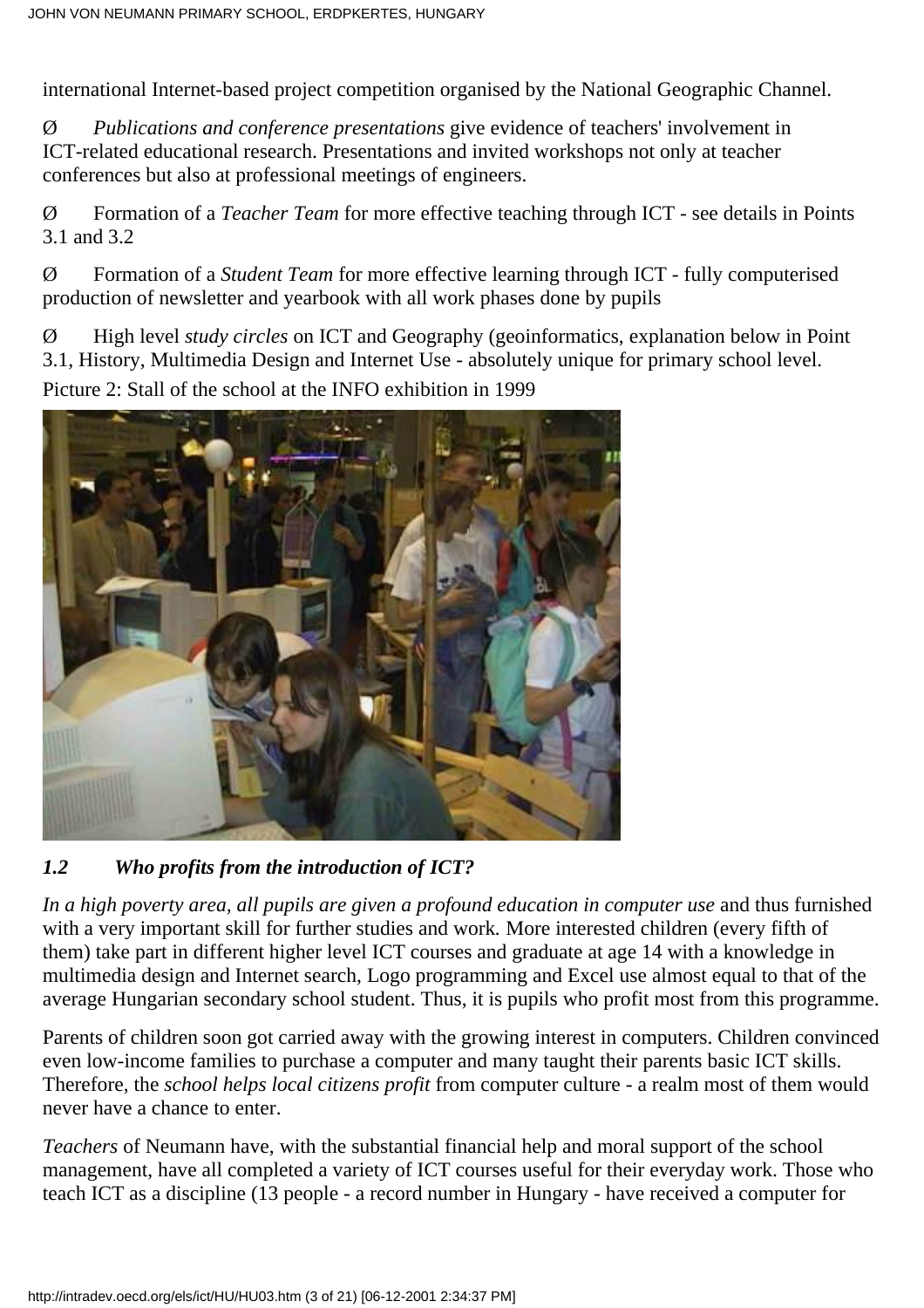international Internet-based project competition organised by the National Geographic Channel.

Ø *Publications and conference presentations* give evidence of teachers' involvement in ICT-related educational research. Presentations and invited workshops not only at teacher conferences but also at professional meetings of engineers.

Ø Formation of a *Teacher Team* for more effective teaching through ICT - see details in Points 3.1 and 3.2

Ø Formation of a *Student Team* for more effective learning through ICT - fully computerised production of newsletter and yearbook with all work phases done by pupils

Ø High level *study circles* on ICT and Geography (geoinformatics, explanation below in Point 3.1, History, Multimedia Design and Internet Use - absolutely unique for primary school level.

Picture 2: Stall of the school at the INFO exhibition in 1999

### *1.2 Who profits from the introduction of ICT?*

*In a high poverty area, all pupils are given a profound education in computer use* and thus furnished with a very important skill for further studies and work. More interested children (every fifth of them) take part in different higher level ICT courses and graduate at age 14 with a knowledge in multimedia design and Internet search, Logo programming and Excel use almost equal to that of the average Hungarian secondary school student. Thus, it is pupils who profit most from this programme.

Parents of children soon got carried away with the growing interest in computers. Children convinced even low-income families to purchase a computer and many taught their parents basic ICT skills. Therefore, the *school helps local citizens profit* from computer culture - a realm most of them would never have a chance to enter.

*Teachers* of Neumann have, with the substantial financial help and moral support of the school management, have all completed a variety of ICT courses useful for their everyday work. Those who teach ICT as a discipline (13 people - a record number in Hungary - have received a computer for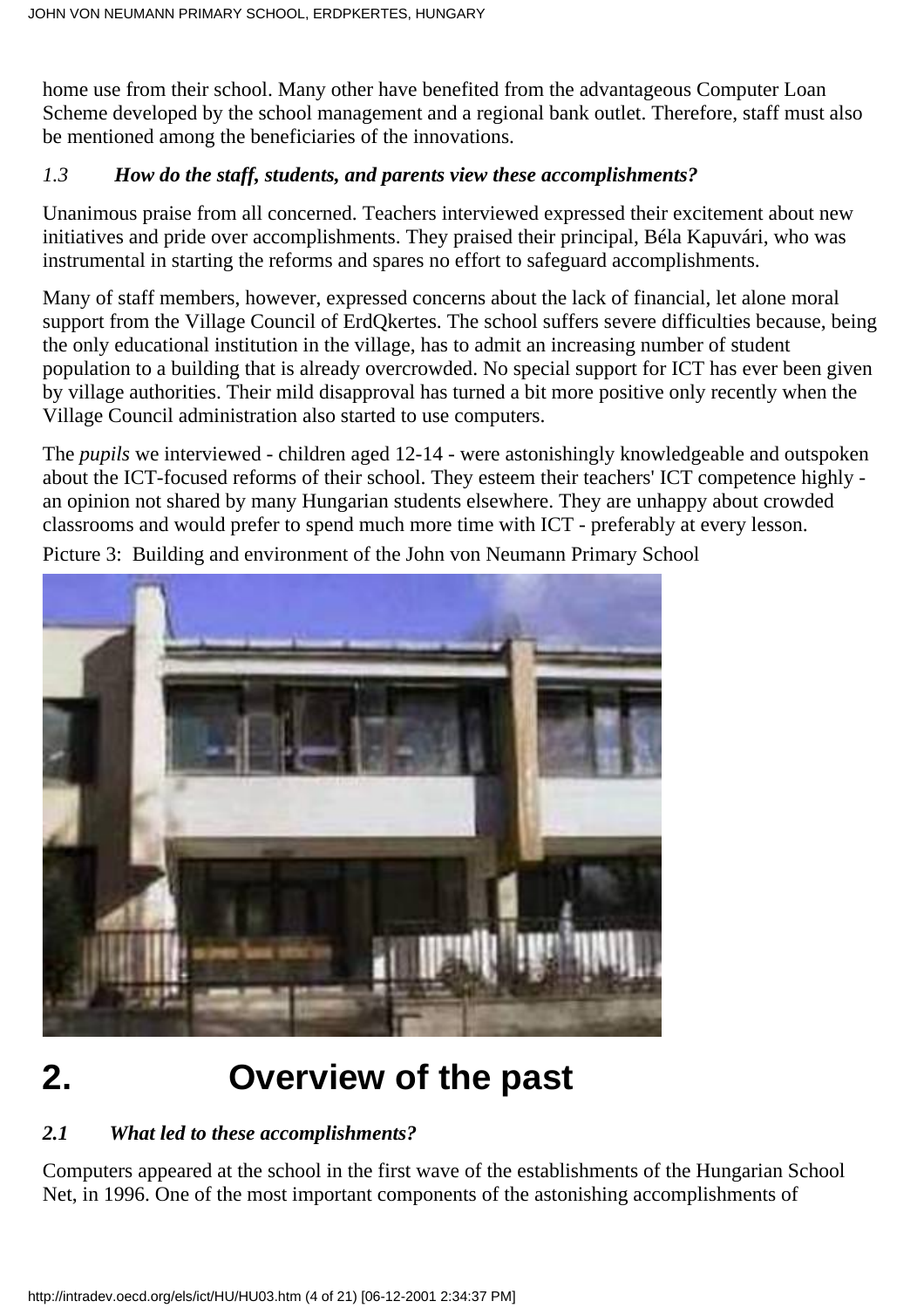home use from their school. Many other have benefited from the advantageous Computer Loan Scheme developed by the school management and a regional bank outlet. Therefore, staff must also be mentioned among the beneficiaries of the innovations.

### *1.3 How do the staff, students, and parents view these accomplishments?*

Unanimous praise from all concerned. Teachers interviewed expressed their excitement about new initiatives and pride over accomplishments. They praised their principal, Béla Kapuvári, who was instrumental in starting the reforms and spares no effort to safeguard accomplishments.

Many of staff members, however, expressed concerns about the lack of financial, let alone moral support from the Village Council of ErdQkertes. The school suffers severe difficulties because, being the only educational institution in the village, has to admit an increasing number of student population to a building that is already overcrowded. No special support for ICT has ever been given by village authorities. Their mild disapproval has turned a bit more positive only recently when the Village Council administration also started to use computers.

The *pupils* we interviewed - children aged 12-14 - were astonishingly knowledgeable and outspoken about the ICT-focused reforms of their school. They esteem their teachers' ICT competence highly - an opinion not shared by many Hungarian students elsewhere. They are unhappy about crowded classrooms and would prefer to spend much more time with ICT - preferably at every lesson.

Picture 3: Building and environment of the John von Neumann Primary School

# 2. Overview of the past

### *2.1 What led to these accomplishments?*

Computers appeared at the school in the first wave of the establishments of the Hungarian School Net, in 1996. One of the most important components of the astonishing accomplishments of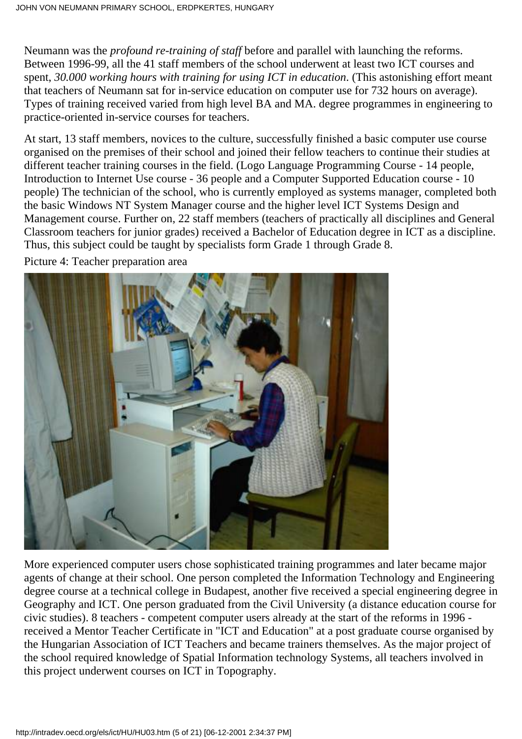Neumann was the *profound re-training of staff* before and parallel with launching the reforms. Between 1996-99, all the 41 staff members of the school underwent at least two ICT courses and spent, *30.000 working hours with training for using ICT in education*. (This astonishing effort meant that teachers of Neumann sat for in-service education on computer use for 732 hours on average). Types of training received varied from high level BA and MA. degree programmes in engineering to practice-oriented in-service courses for teachers.

At start, 13 staff members, novices to the culture, successfully finished a basic computer use course organised on the premises of their school and joined their fellow teachers to continue their studies at different teacher training courses in the field. (Logo Language Programming Course - 14 people, Introduction to Internet Use course - 36 people and a Computer Supported Education course - 10 people) The technician of the school, who is currently employed as systems manager, completed both the basic Windows NT System Manager course and the higher level ICT Systems Design and Management course. Further on, 22 staff members (teachers of practically all disciplines and General Classroom teachers for junior grades) received a Bachelor of Education degree in ICT as a discipline. Thus, this subject could be taught by specialists form Grade 1 through Grade 8.

Picture 4: Teacher preparation area

More experienced computer users chose sophisticated training programmes and later became major agents of change at their school. One person completed the Information Technology and Engineering degree course at a technical college in Budapest, another five received a special engineering degree in Geography and ICT. One person graduated from the Civil University (a distance education course for civic studies). 8 teachers - competent computer users already at the start of the reforms in 1996 - received a Mentor Teacher Certificate in "ICT and Education" at a post graduate course organised by the Hungarian Association of ICT Teachers and became trainers themselves. As the major project of the school required knowledge of Spatial Information technology Systems, all teachers involved in this project underwent courses on ICT in Topography.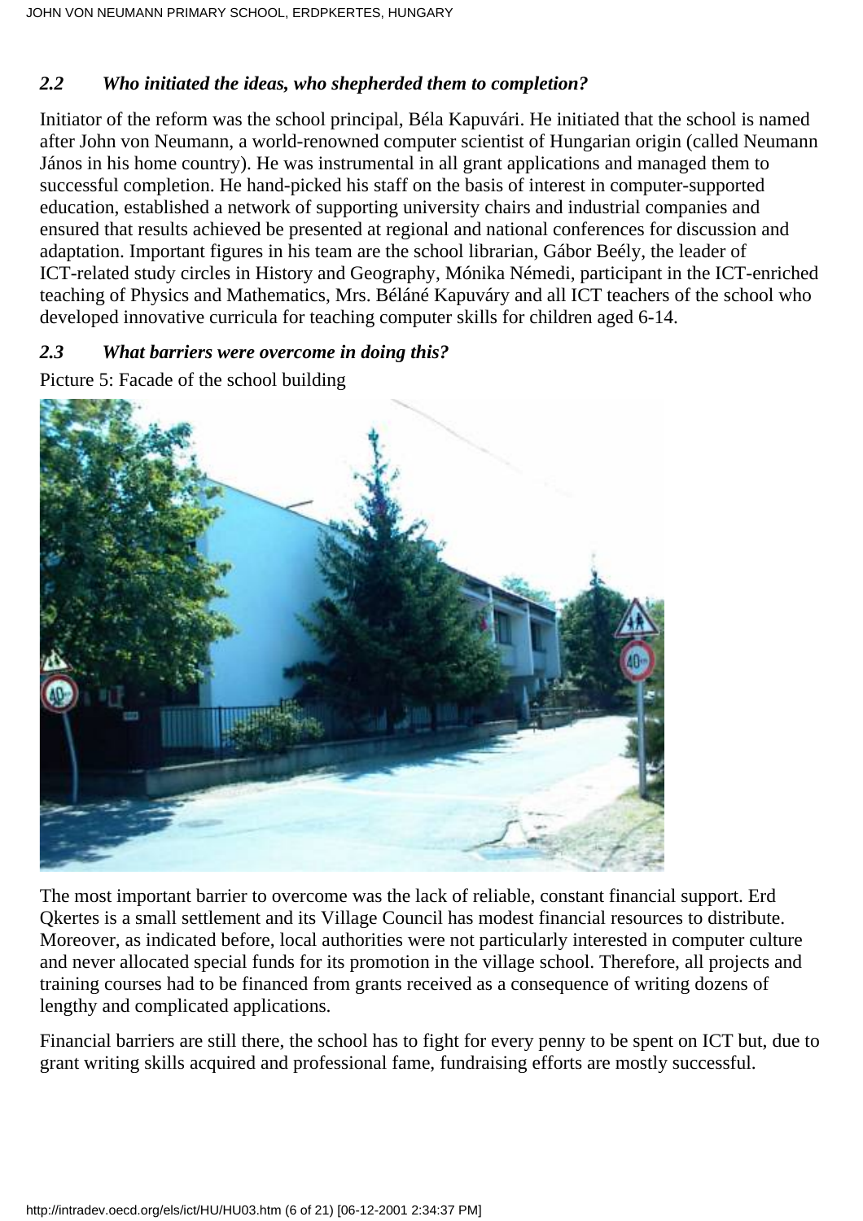### *2.2 Who initiated the ideas, who shepherded them to completion?*

Initiator of the reform was the school principal, Béla Kapuvári. He initiated that the school is named after John von Neumann, a world-renowned computer scientist of Hungarian origin (called Neumann János in his home country). He was instrumental in all grant applications and managed them to successful completion. He hand-picked his staff on the basis of interest in computer-supported education, established a network of supporting university chairs and industrial companies and ensured that results achieved be presented at regional and national conferences for discussion and adaptation. Important figures in his team are the school librarian, Gábor Beély, the leader of ICT-related study circles in History and Geography, Mónika Némedi, participant in the ICT-enriched teaching of Physics and Mathematics, Mrs. Béláné Kapuváry and all ICT teachers of the school who developed innovative curricula for teaching computer skills for children aged 6-14.

### *2.3 What barriers were overcome in doing this?*

Picture 5: Facade of the school building

The most important barrier to overcome was the lack of reliable, constant financial support. Erd Qkertes is a small settlement and its Village Council has modest financial resources to distribute. Moreover, as indicated before, local authorities were not particularly interested in computer culture and never allocated special funds for its promotion in the village school. Therefore, all projects and training courses had to be financed from grants received as a consequence of writing dozens of lengthy and complicated applications.

Financial barriers are still there, the school has to fight for every penny to be spent on ICT but, due to grant writing skills acquired and professional fame, fundraising efforts are mostly successful.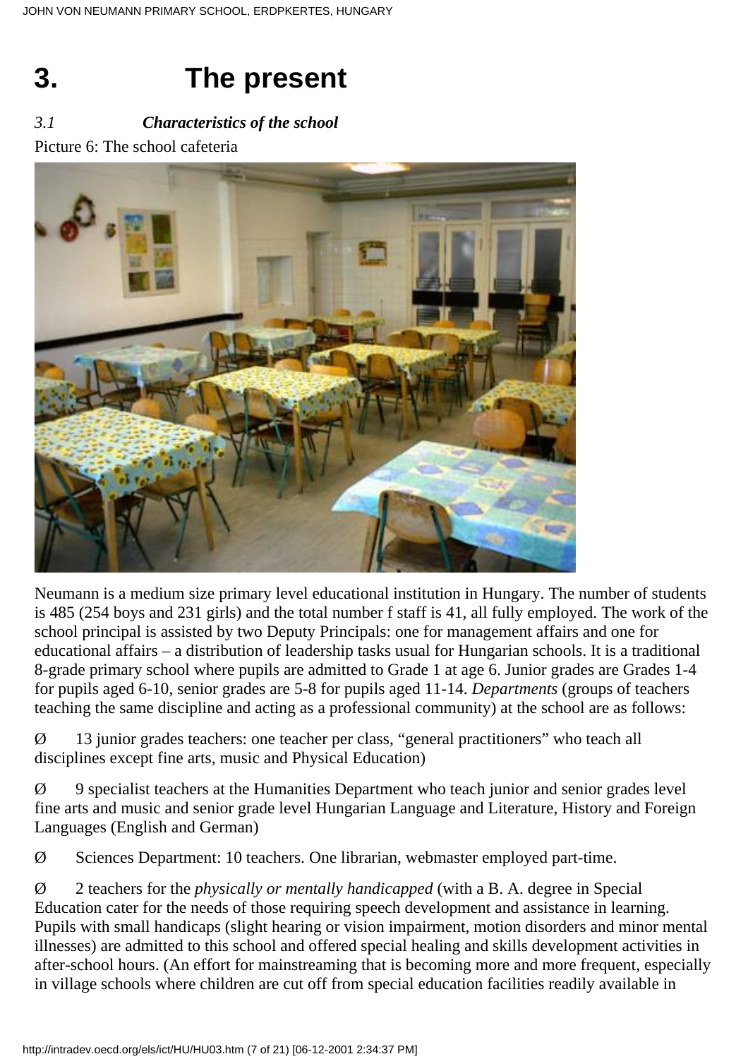# 3. The present

*3.1 **Characteristics of the school***

Picture 6: The school cafeteria

Neumann is a medium size primary level educational institution in Hungary. The number of students is 485 (254 boys and 231 girls) and the total number f staff is 41, all fully employed. The work of the school principal is assisted by two Deputy Principals: one for management affairs and one for educational affairs – a distribution of leadership tasks usual for Hungarian schools. It is a traditional 8-grade primary school where pupils are admitted to Grade 1 at age 6. Junior grades are Grades 1-4 for pupils aged 6-10, senior grades are 5-8 for pupils aged 11-14. *Departments* (groups of teachers teaching the same discipline and acting as a professional community) at the school are as follows:

Ø 13 junior grades teachers: one teacher per class, "general practitioners" who teach all disciplines except fine arts, music and Physical Education)

Ø 9 specialist teachers at the Humanities Department who teach junior and senior grades level fine arts and music and senior grade level Hungarian Language and Literature, History and Foreign Languages (English and German)

Ø Sciences Department: 10 teachers. One librarian, webmaster employed part-time.

Ø 2 teachers for the *physically or mentally handicapped* (with a B. A. degree in Special Education cater for the needs of those requiring speech development and assistance in learning. Pupils with small handicaps (slight hearing or vision impairment, motion disorders and minor mental illnesses) are admitted to this school and offered special healing and skills development activities in after-school hours. (An effort for mainstreaming that is becoming more and more frequent, especially in village schools where children are cut off from special education facilities readily available in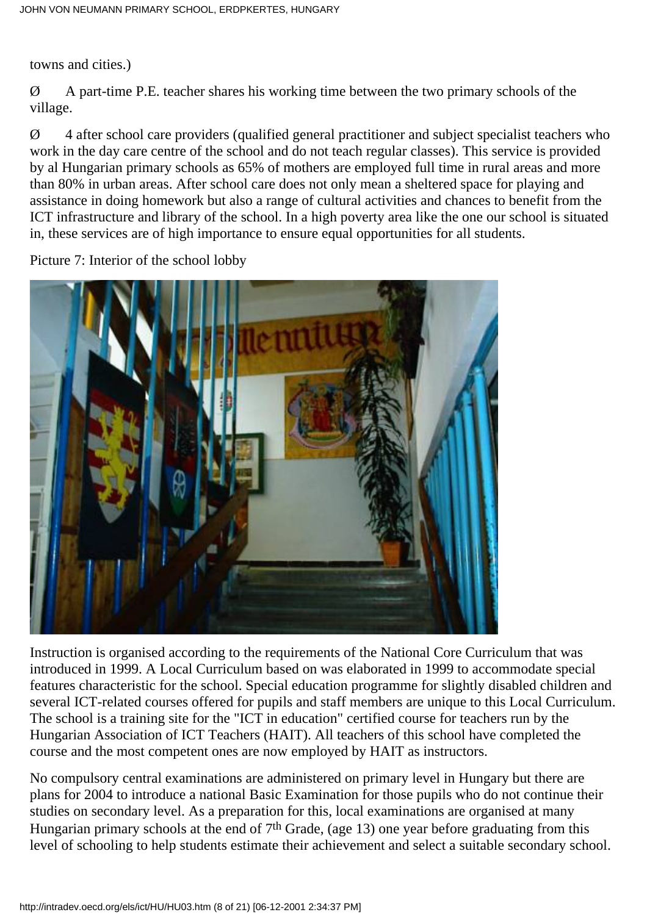towns and cities.)

Ø A part-time P.E. teacher shares his working time between the two primary schools of the village.

Ø 4 after school care providers (qualified general practitioner and subject specialist teachers who work in the day care centre of the school and do not teach regular classes). This service is provided by al Hungarian primary schools as 65% of mothers are employed full time in rural areas and more than 80% in urban areas. After school care does not only mean a sheltered space for playing and assistance in doing homework but also a range of cultural activities and chances to benefit from the ICT infrastructure and library of the school. In a high poverty area like the one our school is situated in, these services are of high importance to ensure equal opportunities for all students.

Picture 7: Interior of the school lobby

Instruction is organised according to the requirements of the National Core Curriculum that was introduced in 1999. A Local Curriculum based on was elaborated in 1999 to accommodate special features characteristic for the school. Special education programme for slightly disabled children and several ICT-related courses offered for pupils and staff members are unique to this Local Curriculum. The school is a training site for the "ICT in education" certified course for teachers run by the Hungarian Association of ICT Teachers (HAIT). All teachers of this school have completed the course and the most competent ones are now employed by HAIT as instructors.

No compulsory central examinations are administered on primary level in Hungary but there are plans for 2004 to introduce a national Basic Examination for those pupils who do not continue their studies on secondary level. As a preparation for this, local examinations are organised at many Hungarian primary schools at the end of 7th Grade, (age 13) one year before graduating from this level of schooling to help students estimate their achievement and select a suitable secondary school.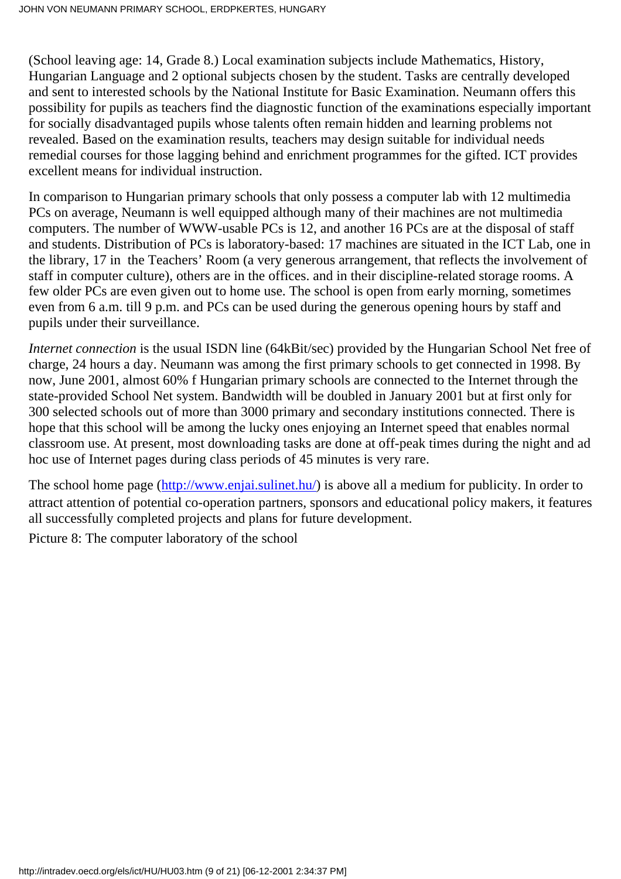(School leaving age: 14, Grade 8.) Local examination subjects include Mathematics, History, Hungarian Language and 2 optional subjects chosen by the student. Tasks are centrally developed and sent to interested schools by the National Institute for Basic Examination. Neumann offers this possibility for pupils as teachers find the diagnostic function of the examinations especially important for socially disadvantaged pupils whose talents often remain hidden and learning problems not revealed. Based on the examination results, teachers may design suitable for individual needs remedial courses for those lagging behind and enrichment programmes for the gifted. ICT provides excellent means for individual instruction.

In comparison to Hungarian primary schools that only possess a computer lab with 12 multimedia PCs on average, Neumann is well equipped although many of their machines are not multimedia computers. The number of WWW-usable PCs is 12, and another 16 PCs are at the disposal of staff and students. Distribution of PCs is laboratory-based: 17 machines are situated in the ICT Lab, one in the library, 17 in the Teachers' Room (a very generous arrangement, that reflects the involvement of staff in computer culture), others are in the offices. and in their discipline-related storage rooms. A few older PCs are even given out to home use. The school is open from early morning, sometimes even from 6 a.m. till 9 p.m. and PCs can be used during the generous opening hours by staff and pupils under their surveillance.

*Internet connection* is the usual ISDN line (64kBit/sec) provided by the Hungarian School Net free of charge, 24 hours a day. Neumann was among the first primary schools to get connected in 1998. By now, June 2001, almost 60% f Hungarian primary schools are connected to the Internet through the state-provided School Net system. Bandwidth will be doubled in January 2001 but at first only for 300 selected schools out of more than 3000 primary and secondary institutions connected. There is hope that this school will be among the lucky ones enjoying an Internet speed that enables normal classroom use. At present, most downloading tasks are done at off-peak times during the night and ad hoc use of Internet pages during class periods of 45 minutes is very rare.

The school home page ([http://www.enjai.sulinet.hu/](http://www.enjai.sulinet.hu/)) is above all a medium for publicity. In order to attract attention of potential co-operation partners, sponsors and educational policy makers, it features all successfully completed projects and plans for future development.

Picture 8: The computer laboratory of the school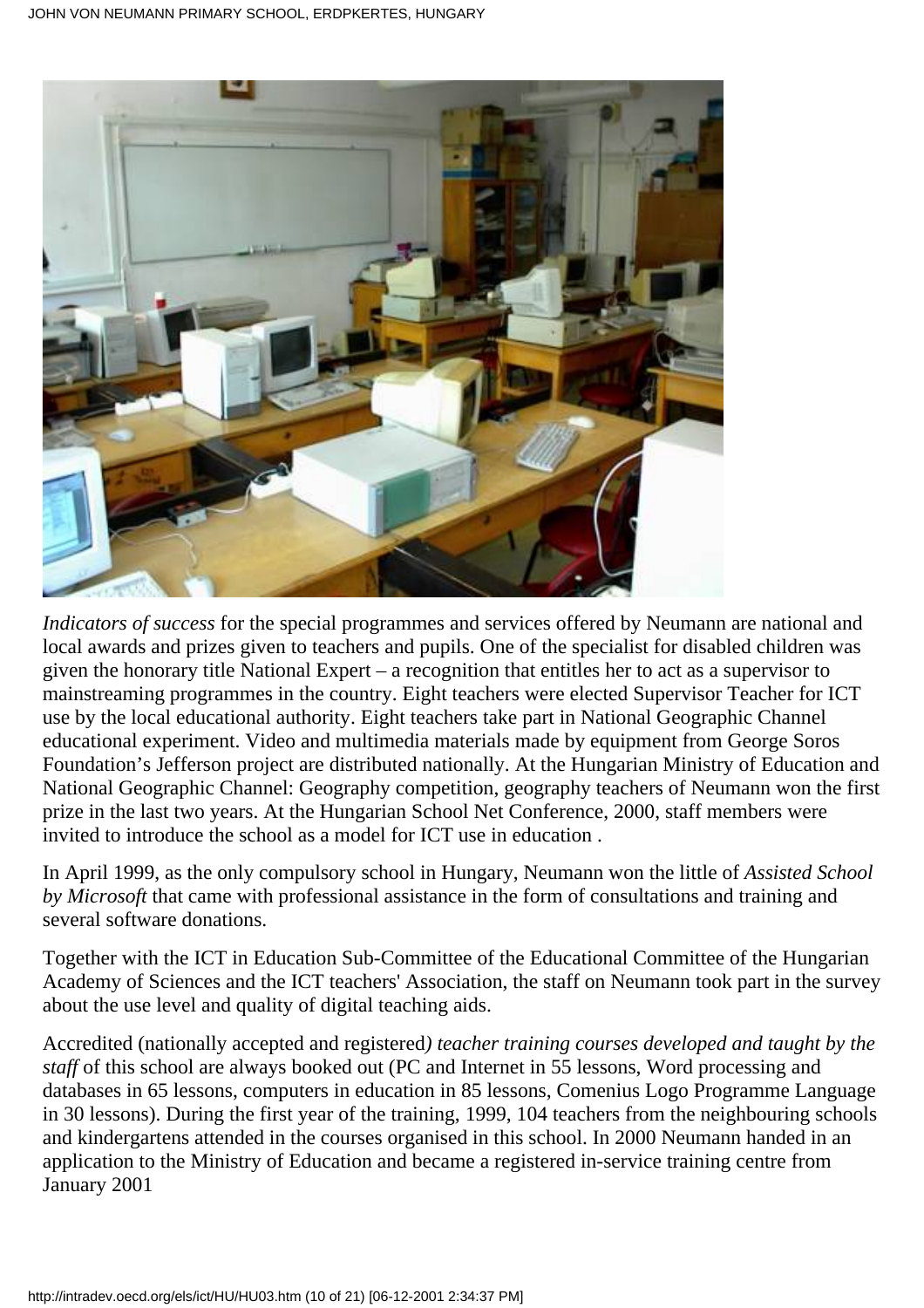*Indicators of success* for the special programmes and services offered by Neumann are national and local awards and prizes given to teachers and pupils. One of the specialist for disabled children was given the honorary title National Expert – a recognition that entitles her to act as a supervisor to mainstreaming programmes in the country. Eight teachers were elected Supervisor Teacher for ICT use by the local educational authority. Eight teachers take part in National Geographic Channel educational experiment. Video and multimedia materials made by equipment from George Soros Foundation's Jefferson project are distributed nationally. At the Hungarian Ministry of Education and National Geographic Channel: Geography competition, geography teachers of Neumann won the first prize in the last two years. At the Hungarian School Net Conference, 2000, staff members were invited to introduce the school as a model for ICT use in education .

In April 1999, as the only compulsory school in Hungary, Neumann won the little of *Assisted School by Microsoft* that came with professional assistance in the form of consultations and training and several software donations.

Together with the ICT in Education Sub-Committee of the Educational Committee of the Hungarian Academy of Sciences and the ICT teachers' Association, the staff on Neumann took part in the survey about the use level and quality of digital teaching aids.

Accredited (nationally accepted and registered*) teacher training courses developed and taught by the staff* of this school are always booked out (PC and Internet in 55 lessons, Word processing and databases in 65 lessons, computers in education in 85 lessons, Comenius Logo Programme Language in 30 lessons). During the first year of the training, 1999, 104 teachers from the neighbouring schools and kindergartens attended in the courses organised in this school. In 2000 Neumann handed in an application to the Ministry of Education and became a registered in-service training centre from January 2001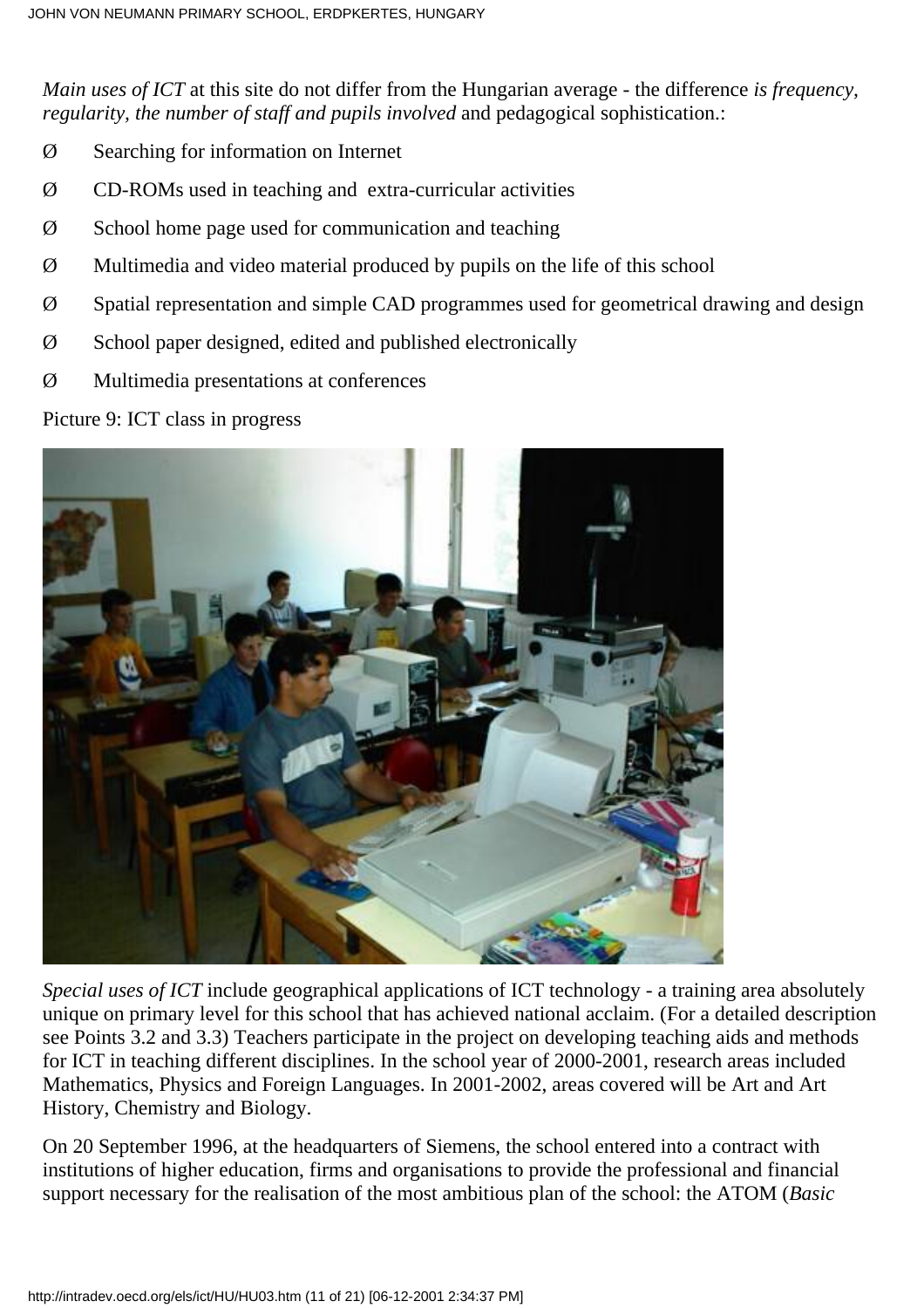*Main uses of ICT* at this site do not differ from the Hungarian average - the difference *is frequency, regularity, the number of staff and pupils involved* and pedagogical sophistication.:

- Searching for information on Internet
- CD-ROMs used in teaching and extra-curricular activities
- School home page used for communication and teaching
- Multimedia and video material produced by pupils on the life of this school
- Spatial representation and simple CAD programmes used for geometrical drawing and design
- School paper designed, edited and published electronically
- Multimedia presentations at conferences

Picture 9: ICT class in progress

*Special uses of ICT* include geographical applications of ICT technology - a training area absolutely unique on primary level for this school that has achieved national acclaim. (For a detailed description see Points 3.2 and 3.3) Teachers participate in the project on developing teaching aids and methods for ICT in teaching different disciplines. In the school year of 2000-2001, research areas included Mathematics, Physics and Foreign Languages. In 2001-2002, areas covered will be Art and Art History, Chemistry and Biology.

On 20 September 1996, at the headquarters of Siemens, the school entered into a contract with institutions of higher education, firms and organisations to provide the professional and financial support necessary for the realisation of the most ambitious plan of the school: the ATOM (*Basic*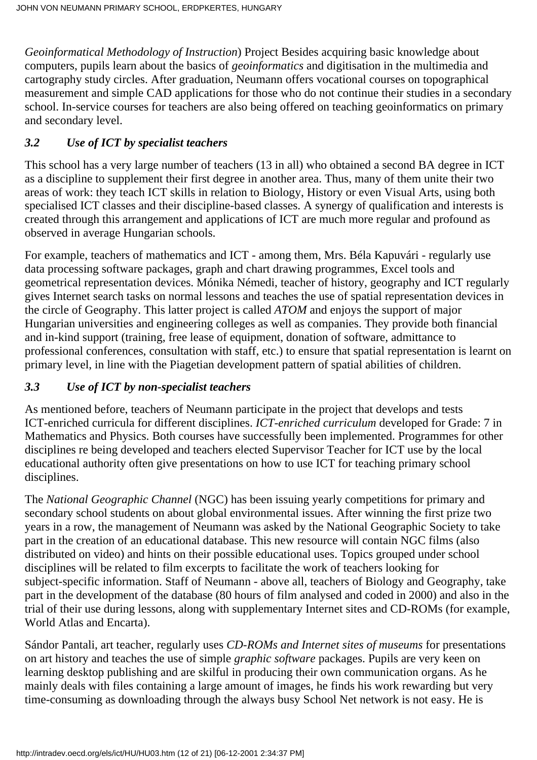*Geoinformatical Methodology of Instruction*) Project Besides acquiring basic knowledge about computers, pupils learn about the basics of *geoinformatics* and digitisation in the multimedia and cartography study circles. After graduation, Neumann offers vocational courses on topographical measurement and simple CAD applications for those who do not continue their studies in a secondary school. In-service courses for teachers are also being offered on teaching geoinformatics on primary and secondary level.

### *3.2 Use of ICT by specialist teachers*

This school has a very large number of teachers (13 in all) who obtained a second BA degree in ICT as a discipline to supplement their first degree in another area. Thus, many of them unite their two areas of work: they teach ICT skills in relation to Biology, History or even Visual Arts, using both specialised ICT classes and their discipline-based classes. A synergy of qualification and interests is created through this arrangement and applications of ICT are much more regular and profound as observed in average Hungarian schools.

For example, teachers of mathematics and ICT - among them, Mrs. Béla Kapuvári - regularly use data processing software packages, graph and chart drawing programmes, Excel tools and geometrical representation devices. Mónika Némedi, teacher of history, geography and ICT regularly gives Internet search tasks on normal lessons and teaches the use of spatial representation devices in the circle of Geography. This latter project is called *ATOM* and enjoys the support of major Hungarian universities and engineering colleges as well as companies. They provide both financial and in-kind support (training, free lease of equipment, donation of software, admittance to professional conferences, consultation with staff, etc.) to ensure that spatial representation is learnt on primary level, in line with the Piagetian development pattern of spatial abilities of children.

### *3.3 Use of ICT by non-specialist teachers*

As mentioned before, teachers of Neumann participate in the project that develops and tests ICT-enriched curricula for different disciplines. *ICT-enriched curriculum* developed for Grade: 7 in Mathematics and Physics. Both courses have successfully been implemented. Programmes for other disciplines re being developed and teachers elected Supervisor Teacher for ICT use by the local educational authority often give presentations on how to use ICT for teaching primary school disciplines.

The *National Geographic Channel* (NGC) has been issuing yearly competitions for primary and secondary school students on about global environmental issues. After winning the first prize two years in a row, the management of Neumann was asked by the National Geographic Society to take part in the creation of an educational database. This new resource will contain NGC films (also distributed on video) and hints on their possible educational uses. Topics grouped under school disciplines will be related to film excerpts to facilitate the work of teachers looking for subject-specific information. Staff of Neumann - above all, teachers of Biology and Geography, take part in the development of the database (80 hours of film analysed and coded in 2000) and also in the trial of their use during lessons, along with supplementary Internet sites and CD-ROMs (for example, World Atlas and Encarta).

Sándor Pantali, art teacher, regularly uses *CD-ROMs and Internet sites of museums* for presentations on art history and teaches the use of simple *graphic software* packages. Pupils are very keen on learning desktop publishing and are skilful in producing their own communication organs. As he mainly deals with files containing a large amount of images, he finds his work rewarding but very time-consuming as downloading through the always busy School Net network is not easy. He is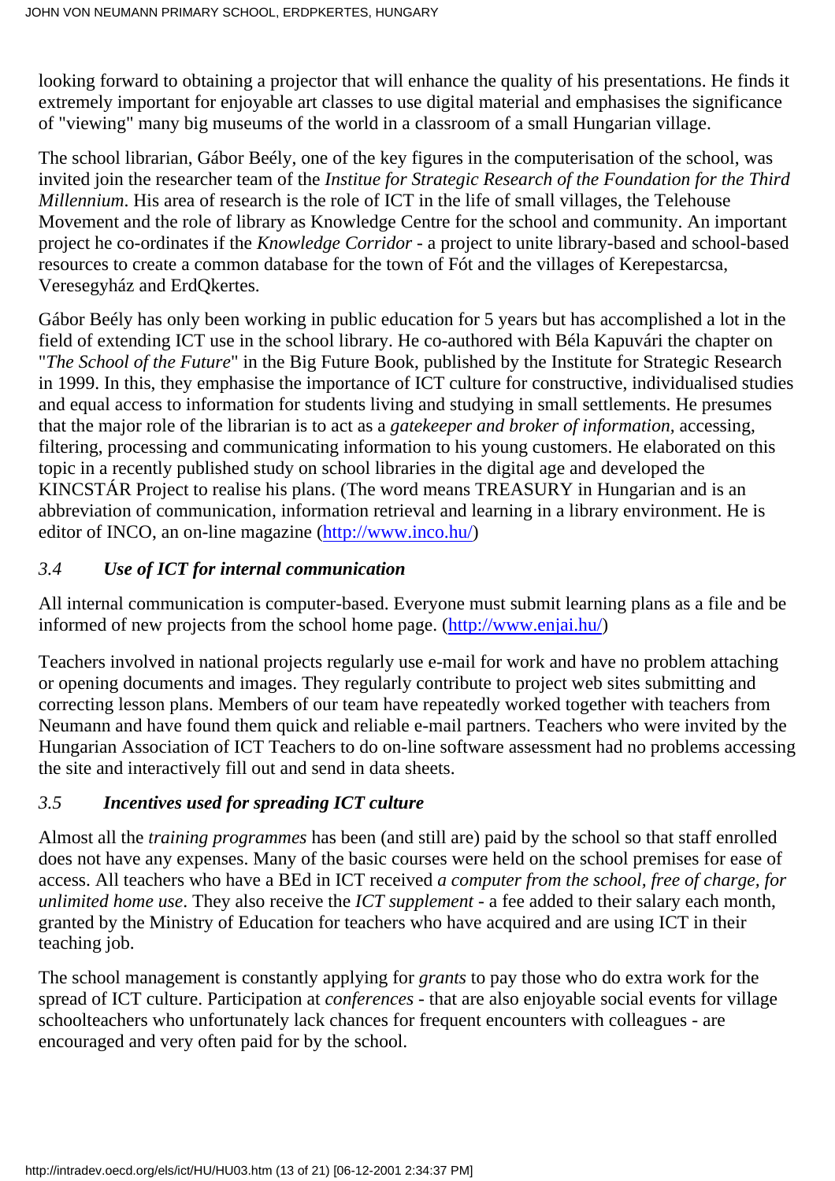looking forward to obtaining a projector that will enhance the quality of his presentations. He finds it extremely important for enjoyable art classes to use digital material and emphasises the significance of "viewing" many big museums of the world in a classroom of a small Hungarian village.

The school librarian, Gábor Beély, one of the key figures in the computerisation of the school, was invited join the researcher team of the *Institue for Strategic Research of the Foundation for the Third Millennium*. His area of research is the role of ICT in the life of small villages, the Telehouse Movement and the role of library as Knowledge Centre for the school and community. An important project he co-ordinates if the *Knowledge Corridor* - a project to unite library-based and school-based resources to create a common database for the town of Fót and the villages of Kerepestarcsa, Veresegyház and ErdQkertes.

Gábor Beély has only been working in public education for 5 years but has accomplished a lot in the field of extending ICT use in the school library. He co-authored with Béla Kapuvári the chapter on "*The School of the Future*" in the Big Future Book, published by the Institute for Strategic Research in 1999. In this, they emphasise the importance of ICT culture for constructive, individualised studies and equal access to information for students living and studying in small settlements. He presumes that the major role of the librarian is to act as a *gatekeeper and broker of information*, accessing, filtering, processing and communicating information to his young customers. He elaborated on this topic in a recently published study on school libraries in the digital age and developed the KINCSTÁR Project to realise his plans. (The word means TREASURY in Hungarian and is an abbreviation of communication, information retrieval and learning in a library environment. He is editor of INCO, an on-line magazine (http://www.inco.hu/)

### *3.4 Use of ICT for internal communication*

All internal communication is computer-based. Everyone must submit learning plans as a file and be informed of new projects from the school home page. (http://www.enjai.hu/)

Teachers involved in national projects regularly use e-mail for work and have no problem attaching or opening documents and images. They regularly contribute to project web sites submitting and correcting lesson plans. Members of our team have repeatedly worked together with teachers from Neumann and have found them quick and reliable e-mail partners. Teachers who were invited by the Hungarian Association of ICT Teachers to do on-line software assessment had no problems accessing the site and interactively fill out and send in data sheets.

### *3.5 Incentives used for spreading ICT culture*

Almost all the *training programmes* has been (and still are) paid by the school so that staff enrolled does not have any expenses. Many of the basic courses were held on the school premises for ease of access. All teachers who have a BEd in ICT received *a computer from the school, free of charge, for unlimited home use*. They also receive the *ICT supplement* - a fee added to their salary each month, granted by the Ministry of Education for teachers who have acquired and are using ICT in their teaching job.

The school management is constantly applying for *grants* to pay those who do extra work for the spread of ICT culture. Participation at *conferences* - that are also enjoyable social events for village schoolteachers who unfortunately lack chances for frequent encounters with colleagues - are encouraged and very often paid for by the school.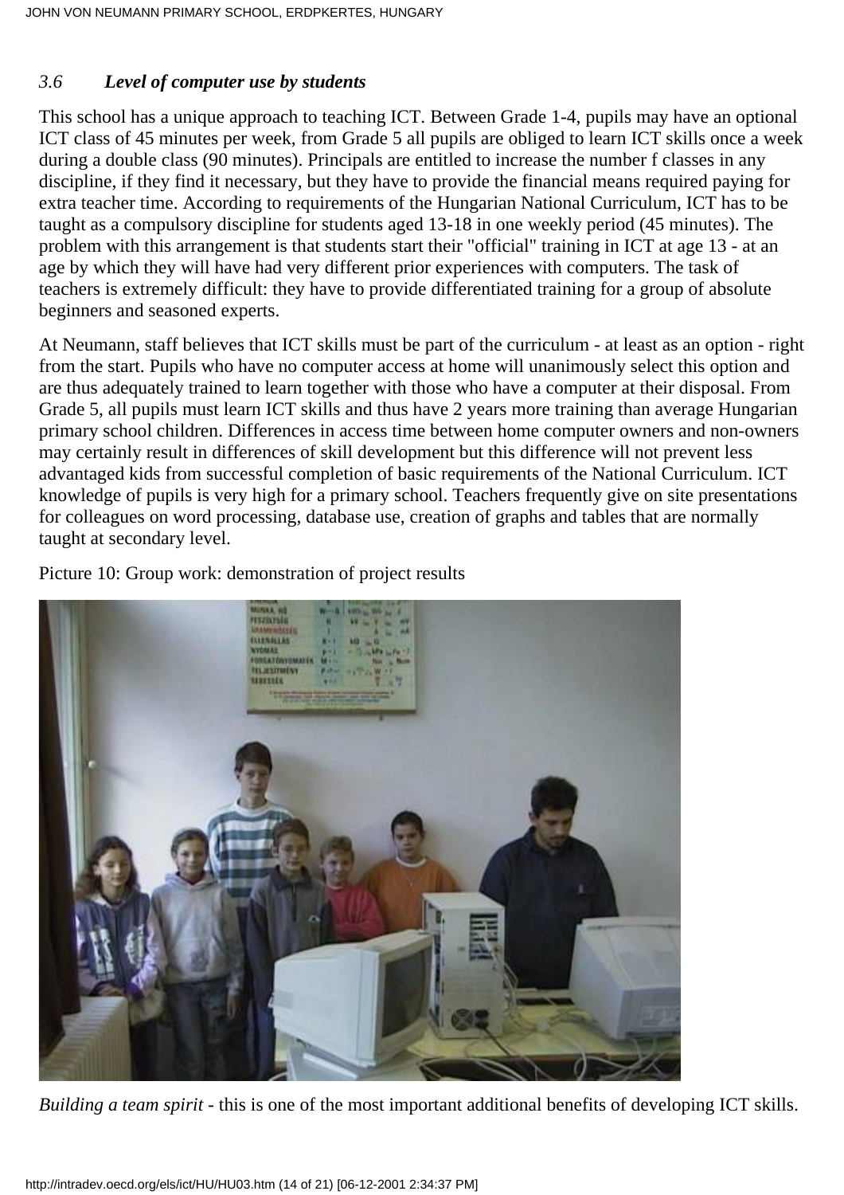### *3.6 Level of computer use by students*

This school has a unique approach to teaching ICT. Between Grade 1-4, pupils may have an optional ICT class of 45 minutes per week, from Grade 5 all pupils are obliged to learn ICT skills once a week during a double class (90 minutes). Principals are entitled to increase the number f classes in any discipline, if they find it necessary, but they have to provide the financial means required paying for extra teacher time. According to requirements of the Hungarian National Curriculum, ICT has to be taught as a compulsory discipline for students aged 13-18 in one weekly period (45 minutes). The problem with this arrangement is that students start their "official" training in ICT at age 13 - at an age by which they will have had very different prior experiences with computers. The task of teachers is extremely difficult: they have to provide differentiated training for a group of absolute beginners and seasoned experts.

At Neumann, staff believes that ICT skills must be part of the curriculum - at least as an option - right from the start. Pupils who have no computer access at home will unanimously select this option and are thus adequately trained to learn together with those who have a computer at their disposal. From Grade 5, all pupils must learn ICT skills and thus have 2 years more training than average Hungarian primary school children. Differences in access time between home computer owners and non-owners may certainly result in differences of skill development but this difference will not prevent less advantaged kids from successful completion of basic requirements of the National Curriculum. ICT knowledge of pupils is very high for a primary school. Teachers frequently give on site presentations for colleagues on word processing, database use, creation of graphs and tables that are normally taught at secondary level.

Picture 10: Group work: demonstration of project results

*Building a team spirit* - this is one of the most important additional benefits of developing ICT skills.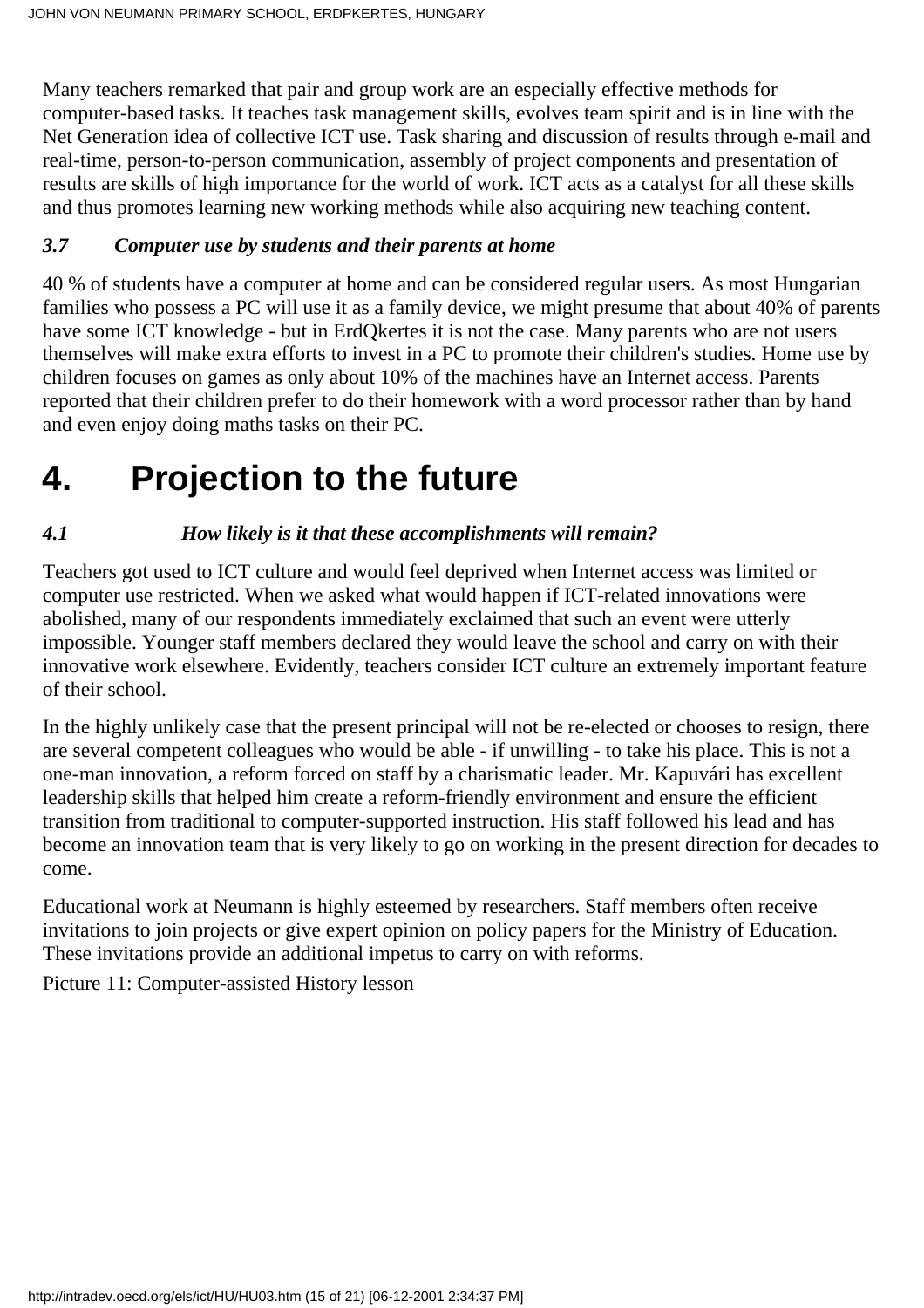Many teachers remarked that pair and group work are an especially effective methods for computer-based tasks. It teaches task management skills, evolves team spirit and is in line with the Net Generation idea of collective ICT use. Task sharing and discussion of results through e-mail and real-time, person-to-person communication, assembly of project components and presentation of results are skills of high importance for the world of work. ICT acts as a catalyst for all these skills and thus promotes learning new working methods while also acquiring new teaching content.

### *3.7 Computer use by students and their parents at home*

40 % of students have a computer at home and can be considered regular users. As most Hungarian families who possess a PC will use it as a family device, we might presume that about 40% of parents have some ICT knowledge - but in ErdQkertes it is not the case. Many parents who are not users themselves will make extra efforts to invest in a PC to promote their children's studies. Home use by children focuses on games as only about 10% of the machines have an Internet access. Parents reported that their children prefer to do their homework with a word processor rather than by hand and even enjoy doing maths tasks on their PC.

# 4. Projection to the future

### *4.1 How likely is it that these accomplishments will remain?*

Teachers got used to ICT culture and would feel deprived when Internet access was limited or computer use restricted. When we asked what would happen if ICT-related innovations were abolished, many of our respondents immediately exclaimed that such an event were utterly impossible. Younger staff members declared they would leave the school and carry on with their innovative work elsewhere. Evidently, teachers consider ICT culture an extremely important feature of their school.

In the highly unlikely case that the present principal will not be re-elected or chooses to resign, there are several competent colleagues who would be able - if unwilling - to take his place. This is not a one-man innovation, a reform forced on staff by a charismatic leader. Mr. Kapuvári has excellent leadership skills that helped him create a reform-friendly environment and ensure the efficient transition from traditional to computer-supported instruction. His staff followed his lead and has become an innovation team that is very likely to go on working in the present direction for decades to come.

Educational work at Neumann is highly esteemed by researchers. Staff members often receive invitations to join projects or give expert opinion on policy papers for the Ministry of Education. These invitations provide an additional impetus to carry on with reforms.

Picture 11: Computer-assisted History lesson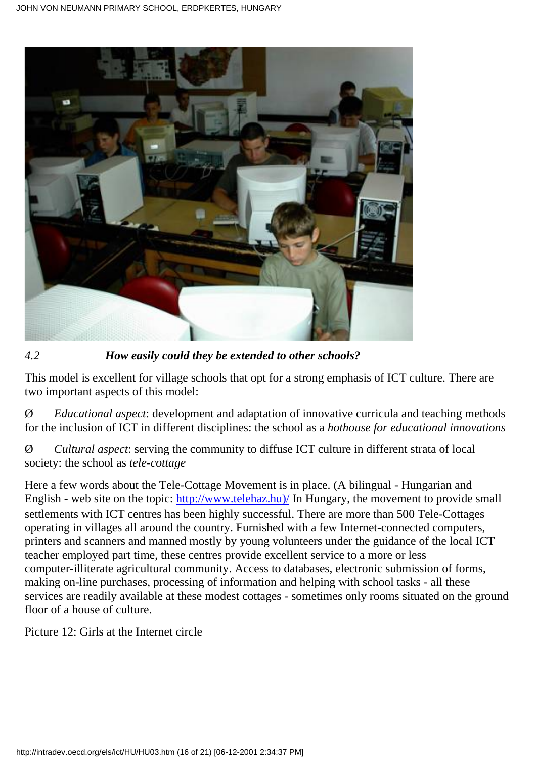### *4.2 How easily could they be extended to other schools?*

This model is excellent for village schools that opt for a strong emphasis of ICT culture. There are two important aspects of this model:

Ø *Educational aspect*: development and adaptation of innovative curricula and teaching methods for the inclusion of ICT in different disciplines: the school as a *hothouse for educational innovations*

Ø *Cultural aspect*: serving the community to diffuse ICT culture in different strata of local society: the school as *tele-cottage*

Here a few words about the Tele-Cottage Movement is in place. (A bilingual - Hungarian and English - web site on the topic: http://www.telehaz.hu)/ In Hungary, the movement to provide small settlements with ICT centres has been highly successful. There are more than 500 Tele-Cottages operating in villages all around the country. Furnished with a few Internet-connected computers, printers and scanners and manned mostly by young volunteers under the guidance of the local ICT teacher employed part time, these centres provide excellent service to a more or less computer-illiterate agricultural community. Access to databases, electronic submission of forms, making on-line purchases, processing of information and helping with school tasks - all these services are readily available at these modest cottages - sometimes only rooms situated on the ground floor of a house of culture.

Picture 12: Girls at the Internet circle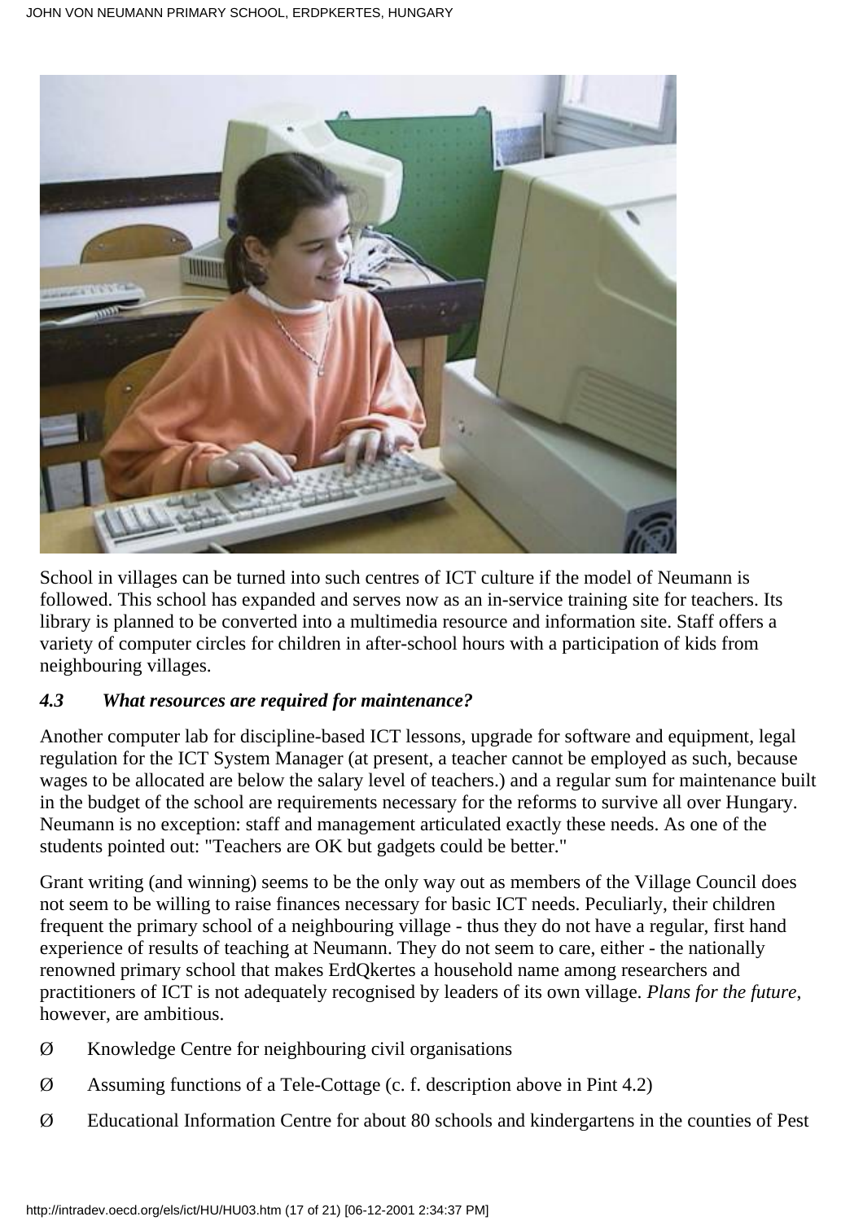School in villages can be turned into such centres of ICT culture if the model of Neumann is followed. This school has expanded and serves now as an in-service training site for teachers. Its library is planned to be converted into a multimedia resource and information site. Staff offers a variety of computer circles for children in after-school hours with a participation of kids from neighbouring villages.

### *4.3 What resources are required for maintenance?*

Another computer lab for discipline-based ICT lessons, upgrade for software and equipment, legal regulation for the ICT System Manager (at present, a teacher cannot be employed as such, because wages to be allocated are below the salary level of teachers.) and a regular sum for maintenance built in the budget of the school are requirements necessary for the reforms to survive all over Hungary. Neumann is no exception: staff and management articulated exactly these needs. As one of the students pointed out: "Teachers are OK but gadgets could be better."

Grant writing (and winning) seems to be the only way out as members of the Village Council does not seem to be willing to raise finances necessary for basic ICT needs. Peculiarly, their children frequent the primary school of a neighbouring village - thus they do not have a regular, first hand experience of results of teaching at Neumann. They do not seem to care, either - the nationally renowned primary school that makes ErdQkertes a household name among researchers and practitioners of ICT is not adequately recognised by leaders of its own village. *Plans for the future*, however, are ambitious.

- Knowledge Centre for neighbouring civil organisations
- Assuming functions of a Tele-Cottage (c. f. description above in Pint 4.2)
- Educational Information Centre for about 80 schools and kindergartens in the counties of Pest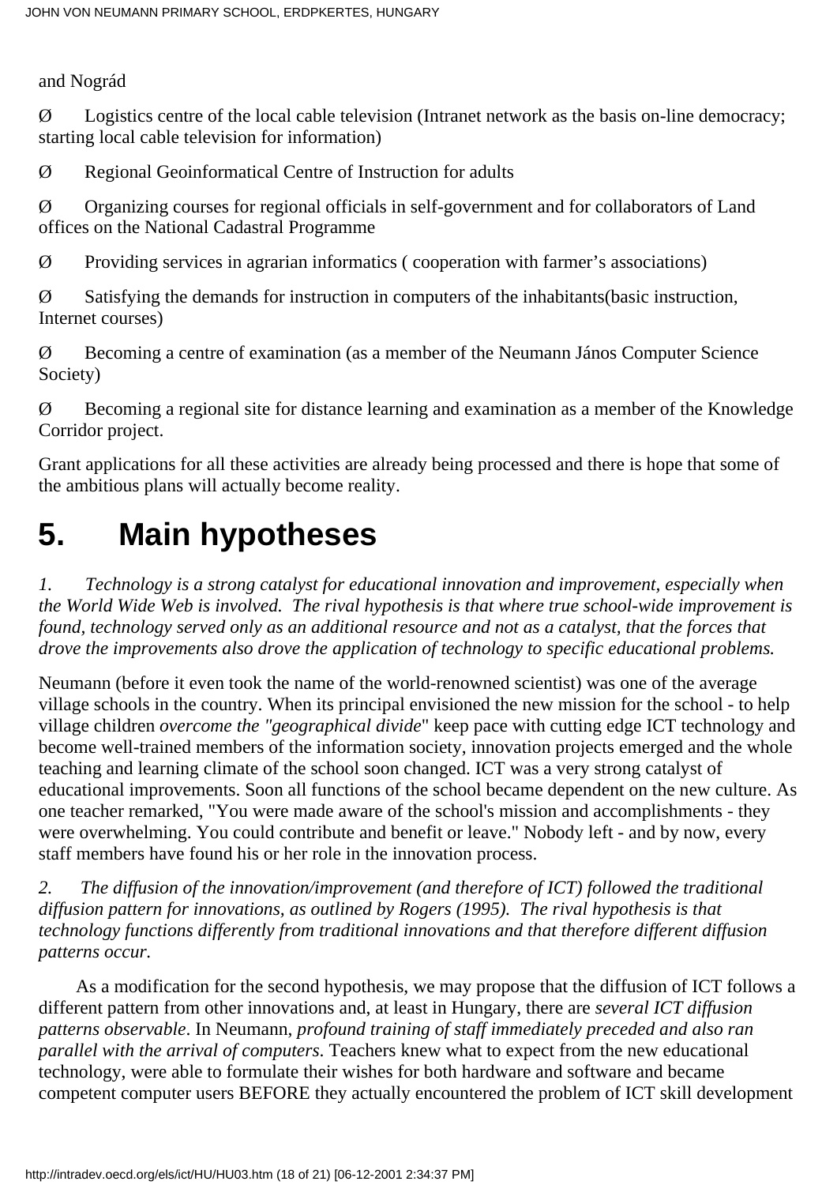and Nográd

Ø Logistics centre of the local cable television (Intranet network as the basis on-line democracy; starting local cable television for information)

Ø Regional Geoinformatical Centre of Instruction for adults

Ø Organizing courses for regional officials in self-government and for collaborators of Land offices on the National Cadastral Programme

Ø Providing services in agrarian informatics ( cooperation with farmer's associations)

Ø Satisfying the demands for instruction in computers of the inhabitants(basic instruction, Internet courses)

Ø Becoming a centre of examination (as a member of the Neumann János Computer Science Society)

Ø Becoming a regional site for distance learning and examination as a member of the Knowledge Corridor project.

Grant applications for all these activities are already being processed and there is hope that some of the ambitious plans will actually become reality.

# 5. Main hypotheses

*1. Technology is a strong catalyst for educational innovation and improvement, especially when the World Wide Web is involved. The rival hypothesis is that where true school-wide improvement is found, technology served only as an additional resource and not as a catalyst, that the forces that drove the improvements also drove the application of technology to specific educational problems.*

Neumann (before it even took the name of the world-renowned scientist) was one of the average village schools in the country. When its principal envisioned the new mission for the school - to help village children *overcome the "geographical divide*" keep pace with cutting edge ICT technology and become well-trained members of the information society, innovation projects emerged and the whole teaching and learning climate of the school soon changed. ICT was a very strong catalyst of educational improvements. Soon all functions of the school became dependent on the new culture. As one teacher remarked, "You were made aware of the school's mission and accomplishments - they were overwhelming. You could contribute and benefit or leave." Nobody left - and by now, every staff members have found his or her role in the innovation process.

*2. The diffusion of the innovation/improvement (and therefore of ICT) followed the traditional diffusion pattern for innovations, as outlined by Rogers (1995). The rival hypothesis is that technology functions differently from traditional innovations and that therefore different diffusion patterns occur.*

As a modification for the second hypothesis, we may propose that the diffusion of ICT follows a different pattern from other innovations and, at least in Hungary, there are *several ICT diffusion patterns observable*. In Neumann, *profound training of staff immediately preceded and also ran parallel with the arrival of computers.* Teachers knew what to expect from the new educational technology, were able to formulate their wishes for both hardware and software and became competent computer users BEFORE they actually encountered the problem of ICT skill development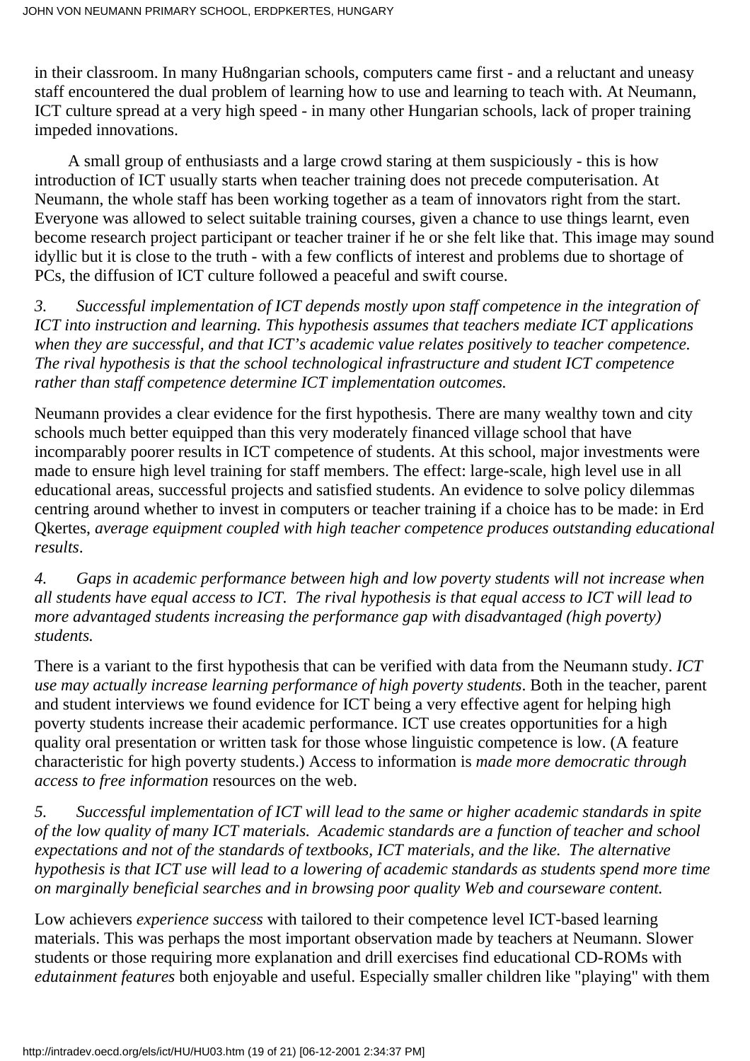in their classroom. In many Hu8ngarian schools, computers came first - and a reluctant and uneasy staff encountered the dual problem of learning how to use and learning to teach with. At Neumann, ICT culture spread at a very high speed - in many other Hungarian schools, lack of proper training impeded innovations.

A small group of enthusiasts and a large crowd staring at them suspiciously - this is how introduction of ICT usually starts when teacher training does not precede computerisation. At Neumann, the whole staff has been working together as a team of innovators right from the start. Everyone was allowed to select suitable training courses, given a chance to use things learnt, even become research project participant or teacher trainer if he or she felt like that. This image may sound idyllic but it is close to the truth - with a few conflicts of interest and problems due to shortage of PCs, the diffusion of ICT culture followed a peaceful and swift course.

*3. Successful implementation of ICT depends mostly upon staff competence in the integration of ICT into instruction and learning. This hypothesis assumes that teachers mediate ICT applications when they are successful, and that ICT's academic value relates positively to teacher competence. The rival hypothesis is that the school technological infrastructure and student ICT competence rather than staff competence determine ICT implementation outcomes.*

Neumann provides a clear evidence for the first hypothesis. There are many wealthy town and city schools much better equipped than this very moderately financed village school that have incomparably poorer results in ICT competence of students. At this school, major investments were made to ensure high level training for staff members. The effect: large-scale, high level use in all educational areas, successful projects and satisfied students. An evidence to solve policy dilemmas centring around whether to invest in computers or teacher training if a choice has to be made: in Erd Qkertes, *average equipment coupled with high teacher competence produces outstanding educational results*.

*4. Gaps in academic performance between high and low poverty students will not increase when all students have equal access to ICT. The rival hypothesis is that equal access to ICT will lead to more advantaged students increasing the performance gap with disadvantaged (high poverty) students.*

There is a variant to the first hypothesis that can be verified with data from the Neumann study. *ICT use may actually increase learning performance of high poverty students*. Both in the teacher, parent and student interviews we found evidence for ICT being a very effective agent for helping high poverty students increase their academic performance. ICT use creates opportunities for a high quality oral presentation or written task for those whose linguistic competence is low. (A feature characteristic for high poverty students.) Access to information is *made more democratic through access to free information* resources on the web.

*5. Successful implementation of ICT will lead to the same or higher academic standards in spite of the low quality of many ICT materials. Academic standards are a function of teacher and school expectations and not of the standards of textbooks, ICT materials, and the like. The alternative hypothesis is that ICT use will lead to a lowering of academic standards as students spend more time on marginally beneficial searches and in browsing poor quality Web and courseware content.*

Low achievers *experience success* with tailored to their competence level ICT-based learning materials. This was perhaps the most important observation made by teachers at Neumann. Slower students or those requiring more explanation and drill exercises find educational CD-ROMs with *edutainment features* both enjoyable and useful. Especially smaller children like "playing" with them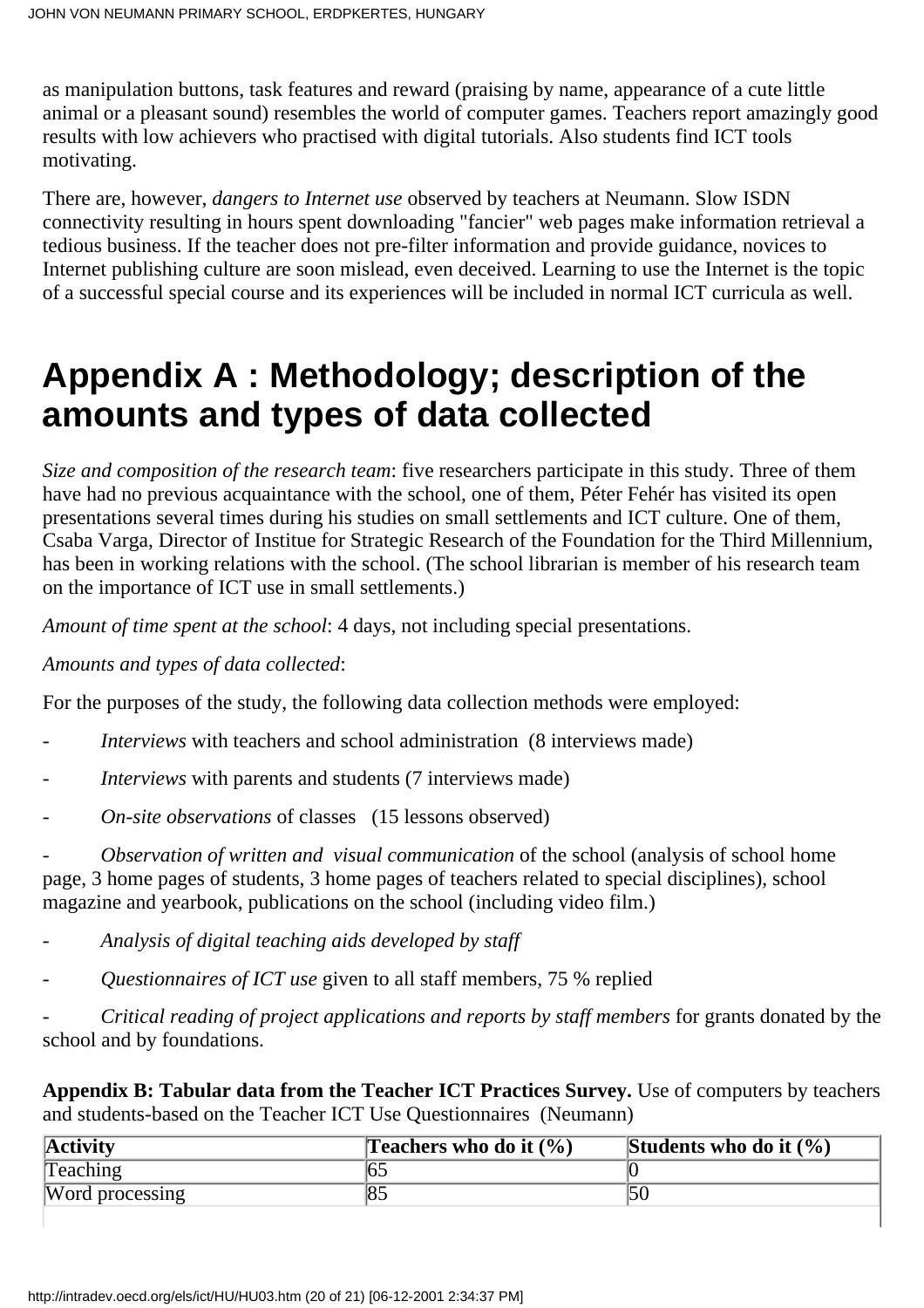as manipulation buttons, task features and reward (praising by name, appearance of a cute little animal or a pleasant sound) resembles the world of computer games. Teachers report amazingly good results with low achievers who practised with digital tutorials. Also students find ICT tools motivating.

There are, however, *dangers to Internet use* observed by teachers at Neumann. Slow ISDN connectivity resulting in hours spent downloading "fancier" web pages make information retrieval a tedious business. If the teacher does not pre-filter information and provide guidance, novices to Internet publishing culture are soon mislead, even deceived. Learning to use the Internet is the topic of a successful special course and its experiences will be included in normal ICT curricula as well.

# Appendix A : Methodology; description of the amounts and types of data collected

*Size and composition of the research team*: five researchers participate in this study. Three of them have had no previous acquaintance with the school, one of them, Péter Fehér has visited its open presentations several times during his studies on small settlements and ICT culture. One of them, Csaba Varga, Director of Institue for Strategic Research of the Foundation for the Third Millennium, has been in working relations with the school. (The school librarian is member of his research team on the importance of ICT use in small settlements.)

*Amount of time spent at the school*: 4 days, not including special presentations.

*Amounts and types of data collected*:

For the purposes of the study, the following data collection methods were employed:

- *Interviews* with teachers and school administration (8 interviews made)
- *Interviews* with parents and students (7 interviews made)
- *On-site observations* of classes (15 lessons observed)
- *Observation of written and visual communication* of the school (analysis of school home page, 3 home pages of students, 3 home pages of teachers related to special disciplines), school magazine and yearbook, publications on the school (including video film.)
- *Analysis of digital teaching aids developed by staff*
- *Questionnaires of ICT use* given to all staff members, 75 % replied
- *Critical reading of project applications and reports by staff members* for grants donated by the school and by foundations.

**Appendix B: Tabular data from the Teacher ICT Practices Survey.** Use of computers by teachers and students-based on the Teacher ICT Use Questionnaires (Neumann)

| Activity | Teachers who do it (%) | Students who do it (%) |
|---|---|---|
| Teaching | 65 | 0 |
| Word processing | 85 | 50 |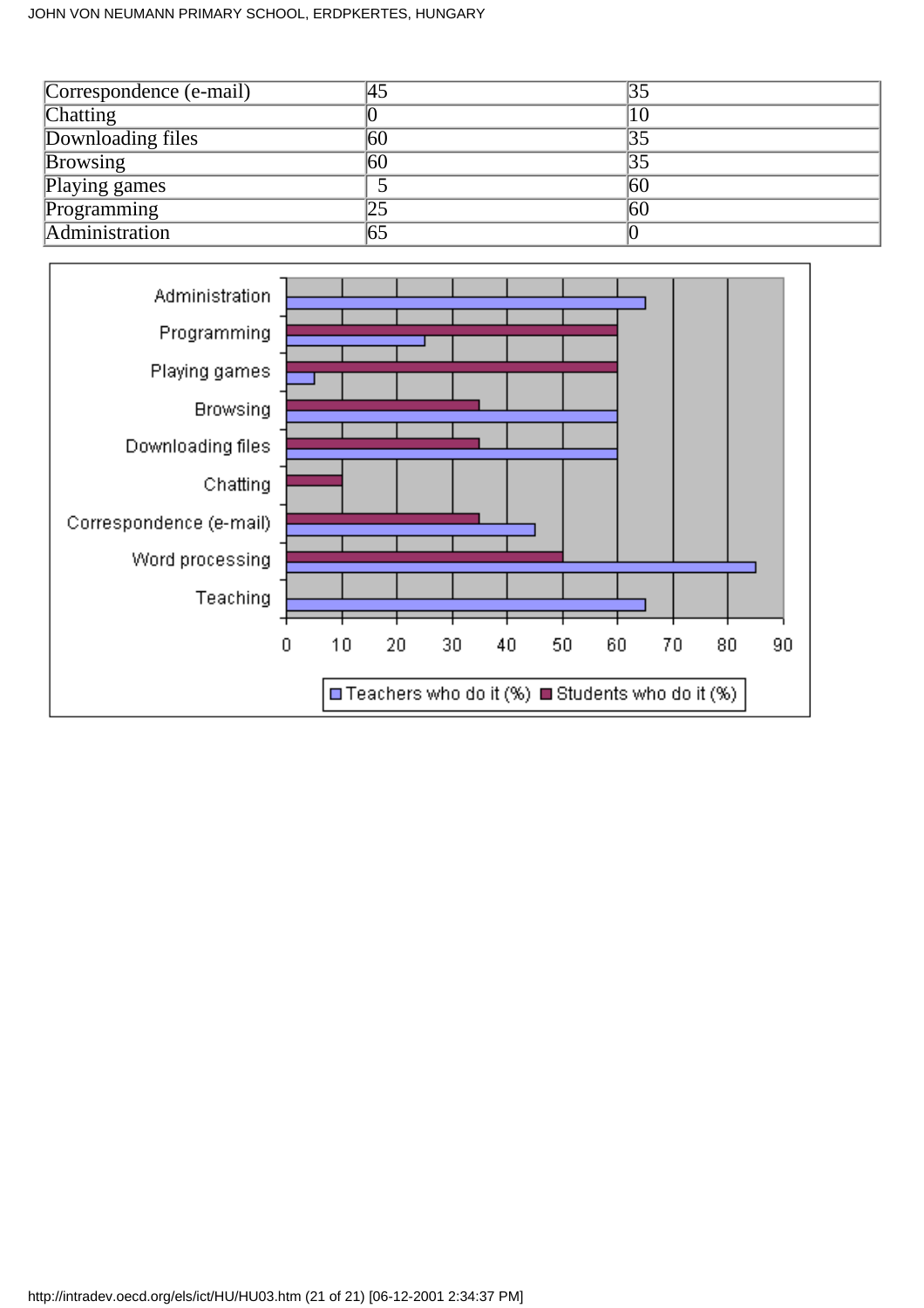| | | |
|---|---|---|
| Correspondence (e-mail) | 45 | 35 |
| Chatting | 0 | 10 |
| Downloading files | 60 | 35 |
| Browsing | 60 | 35 |
| Playing games | 5 | 60 |
| Programming | 25 | 60 |
| Administration | 65 | 0 |

Administration
Programming
Playing games
Browsing
Downloading files
Chatting
Correspondence (e-mail)
Word processing
Teaching

0 10 20 30 40 50 60 70 80 90

Teachers who do it (%) Students who do it (%)